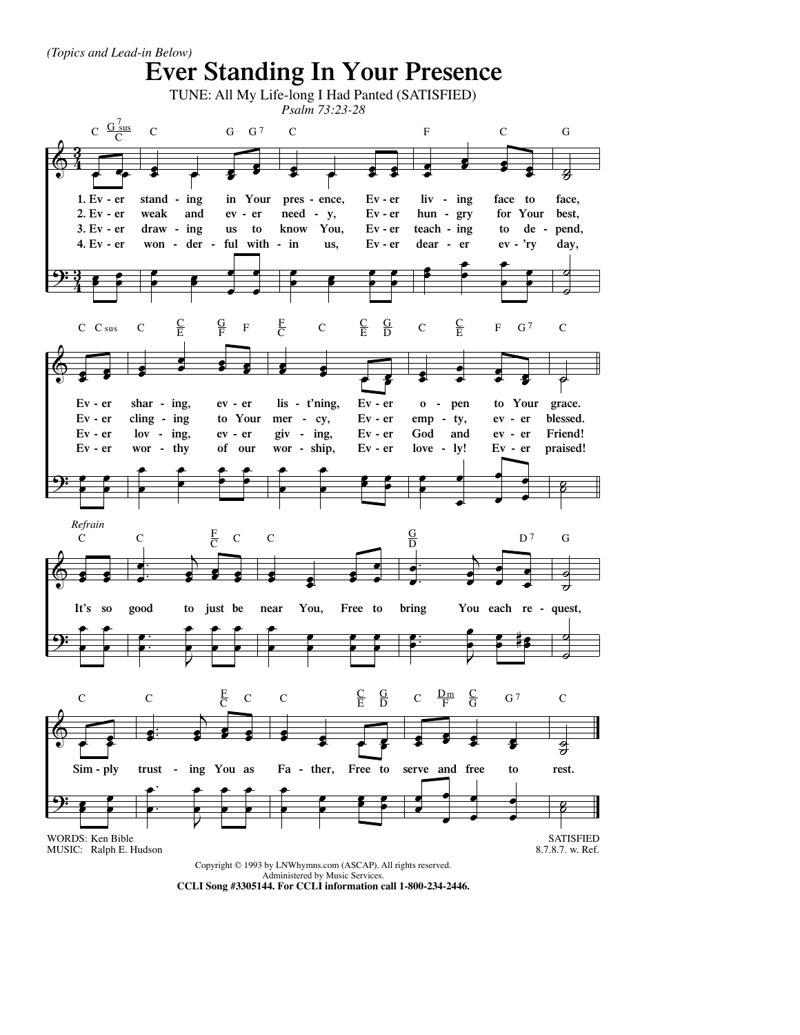*(Topics and Lead-in Below)*

# Ever Standing In Your Presence

TUNE: All My Life-long I Had Panted (SATISFIED)

*Psalm 73:23-28*

1. Ever standing in Your presence, Ever living face to face,
Ever sharing, ever list'ning, Ever open to Your grace.

2. Ever weak and ever needy, Ever hungry for Your best,
Ever clinging to Your mercy, Ever empty, ever blessed.

3. Ever drawing us to know You, Ever teaching to depend,
Ever loving, ever giving, Ever God and ever Friend!

4. Ever wonderful within us, Ever dearer ev'ry day,
Ever worthy of our worship, Ever lovely! Ever praised!

*Refrain*

It's so good to just be near You, Free to bring You each request,
Simply trusting You as Father, Free to serve and free to rest.

WORDS: Ken Bible
MUSIC: Ralph E. Hudson

SATISFIED
8.7.8.7. w. Ref.

Copyright © 1993 by LNWhymns.com (ASCAP). All rights reserved.
Administered by Music Services.
**CCLI Song #3305144. For CCLI information call 1-800-234-2446.**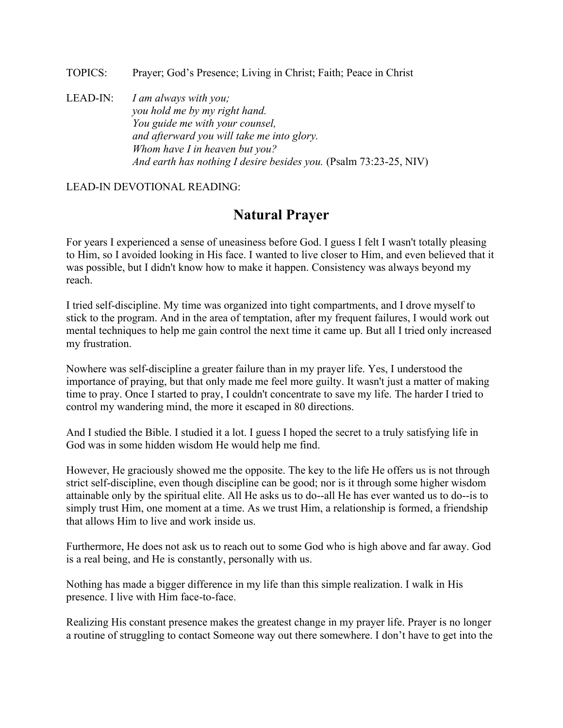TOPICS: Prayer; God's Presence; Living in Christ; Faith; Peace in Christ

LEAD-IN: *I am always with you;*
*you hold me by my right hand.*
*You guide me with your counsel,*
*and afterward you will take me into glory.*
*Whom have I in heaven but you?*
*And earth has nothing I desire besides you.* (Psalm 73:23-25, NIV)

LEAD-IN DEVOTIONAL READING:

# Natural Prayer

For years I experienced a sense of uneasiness before God. I guess I felt I wasn't totally pleasing to Him, so I avoided looking in His face. I wanted to live closer to Him, and even believed that it was possible, but I didn't know how to make it happen. Consistency was always beyond my reach.

I tried self-discipline. My time was organized into tight compartments, and I drove myself to stick to the program. And in the area of temptation, after my frequent failures, I would work out mental techniques to help me gain control the next time it came up. But all I tried only increased my frustration.

Nowhere was self-discipline a greater failure than in my prayer life. Yes, I understood the importance of praying, but that only made me feel more guilty. It wasn't just a matter of making time to pray. Once I started to pray, I couldn't concentrate to save my life. The harder I tried to control my wandering mind, the more it escaped in 80 directions.

And I studied the Bible. I studied it a lot. I guess I hoped the secret to a truly satisfying life in God was in some hidden wisdom He would help me find.

However, He graciously showed me the opposite. The key to the life He offers us is not through strict self-discipline, even though discipline can be good; nor is it through some higher wisdom attainable only by the spiritual elite. All He asks us to do--all He has ever wanted us to do--is to simply trust Him, one moment at a time. As we trust Him, a relationship is formed, a friendship that allows Him to live and work inside us.

Furthermore, He does not ask us to reach out to some God who is high above and far away. God is a real being, and He is constantly, personally with us.

Nothing has made a bigger difference in my life than this simple realization. I walk in His presence. I live with Him face-to-face.

Realizing His constant presence makes the greatest change in my prayer life. Prayer is no longer a routine of struggling to contact Someone way out there somewhere. I don't have to get into the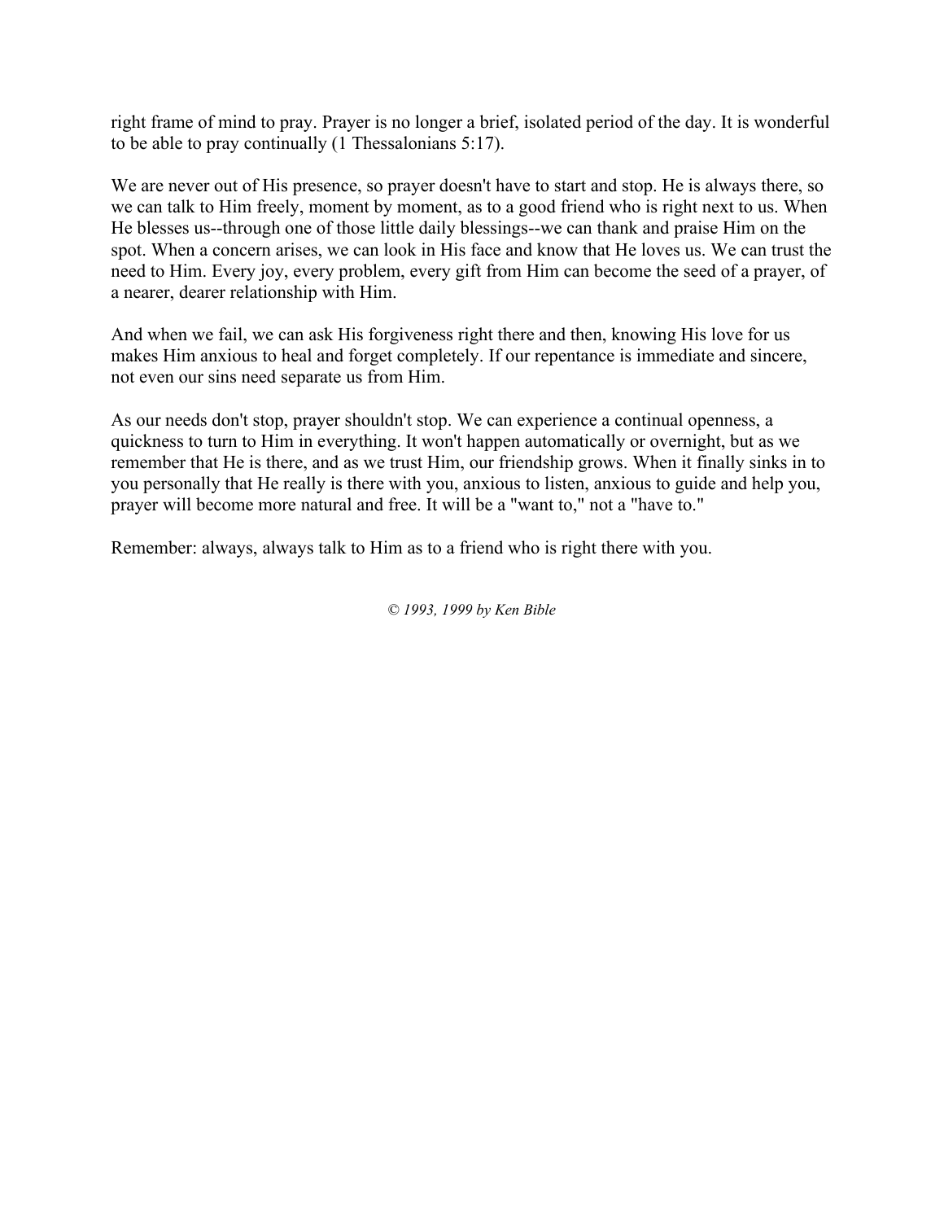right frame of mind to pray. Prayer is no longer a brief, isolated period of the day. It is wonderful to be able to pray continually (1 Thessalonians 5:17).

We are never out of His presence, so prayer doesn't have to start and stop. He is always there, so we can talk to Him freely, moment by moment, as to a good friend who is right next to us. When He blesses us--through one of those little daily blessings--we can thank and praise Him on the spot. When a concern arises, we can look in His face and know that He loves us. We can trust the need to Him. Every joy, every problem, every gift from Him can become the seed of a prayer, of a nearer, dearer relationship with Him.

And when we fail, we can ask His forgiveness right there and then, knowing His love for us makes Him anxious to heal and forget completely. If our repentance is immediate and sincere, not even our sins need separate us from Him.

As our needs don't stop, prayer shouldn't stop. We can experience a continual openness, a quickness to turn to Him in everything. It won't happen automatically or overnight, but as we remember that He is there, and as we trust Him, our friendship grows. When it finally sinks in to you personally that He really is there with you, anxious to listen, anxious to guide and help you, prayer will become more natural and free. It will be a "want to," not a "have to."

Remember: always, always talk to Him as to a friend who is right there with you.

*© 1993, 1999 by Ken Bible*